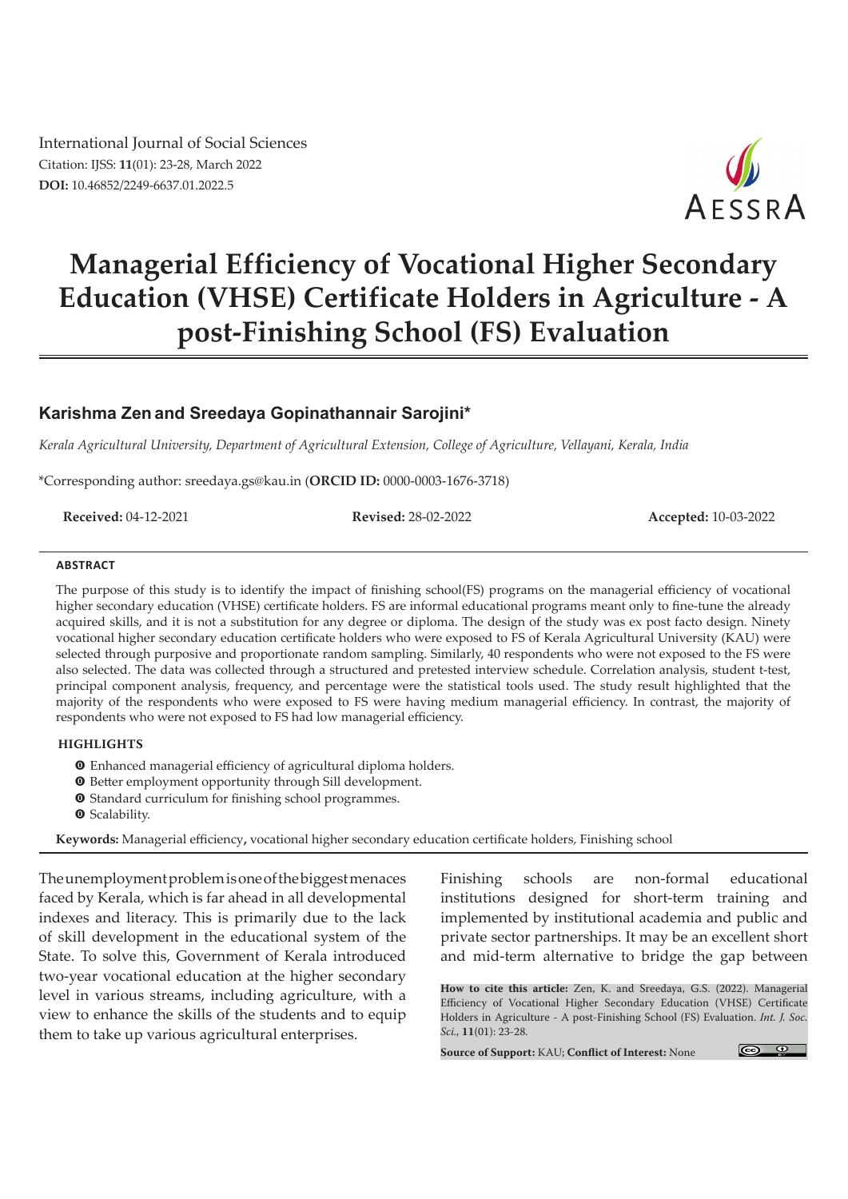International Journal of Social Sciences
Citation: IJSS: **11**(01): 23-28, March 2022
**DOI:** 10.46852/2249-6637.01.2022.5

# Managerial Efficiency of Vocational Higher Secondary Education (VHSE) Certificate Holders in Agriculture - A post-Finishing School (FS) Evaluation

**Karishma Zen and Sreedaya Gopinathannair Sarojini***

*Kerala Agricultural University, Department of Agricultural Extension, College of Agriculture, Vellayani, Kerala, India*

*Corresponding author: sreedaya.gs@kau.in (**ORCID ID:** 0000-0003-1676-3718)

**Received:** 04-12-2021 **Revised:** 28-02-2022 **Accepted:** 10-03-2022

#### ABSTRACT

The purpose of this study is to identify the impact of finishing school(FS) programs on the managerial efficiency of vocational higher secondary education (VHSE) certificate holders. FS are informal educational programs meant only to fine-tune the already acquired skills, and it is not a substitution for any degree or diploma. The design of the study was ex post facto design. Ninety vocational higher secondary education certificate holders who were exposed to FS of Kerala Agricultural University (KAU) were selected through purposive and proportionate random sampling. Similarly, 40 respondents who were not exposed to the FS were also selected. The data was collected through a structured and pretested interview schedule. Correlation analysis, student t-test, principal component analysis, frequency, and percentage were the statistical tools used. The study result highlighted that the majority of the respondents who were exposed to FS were having medium managerial efficiency. In contrast, the majority of respondents who were not exposed to FS had low managerial efficiency.

#### HIGHLIGHTS

- Enhanced managerial efficiency of agricultural diploma holders.
- Better employment opportunity through Sill development.
- Standard curriculum for finishing school programmes.
- Scalability.

**Keywords:** Managerial efficiency**,** vocational higher secondary education certificate holders, Finishing school

The unemployment problem is one of the biggest menaces faced by Kerala, which is far ahead in all developmental indexes and literacy. This is primarily due to the lack of skill development in the educational system of the State. To solve this, Government of Kerala introduced two-year vocational education at the higher secondary level in various streams, including agriculture, with a view to enhance the skills of the students and to equip them to take up various agricultural enterprises.

Finishing schools are non-formal educational institutions designed for short-term training and implemented by institutional academia and public and private sector partnerships. It may be an excellent short and mid-term alternative to bridge the gap between

**How to cite this article:** Zen, K. and Sreedaya, G.S. (2022). Managerial Efficiency of Vocational Higher Secondary Education (VHSE) Certificate Holders in Agriculture - A post-Finishing School (FS) Evaluation. *Int. J. Soc. Sci.*, **11**(01): 23-28.

**Source of Support:** KAU; **Conflict of Interest:** None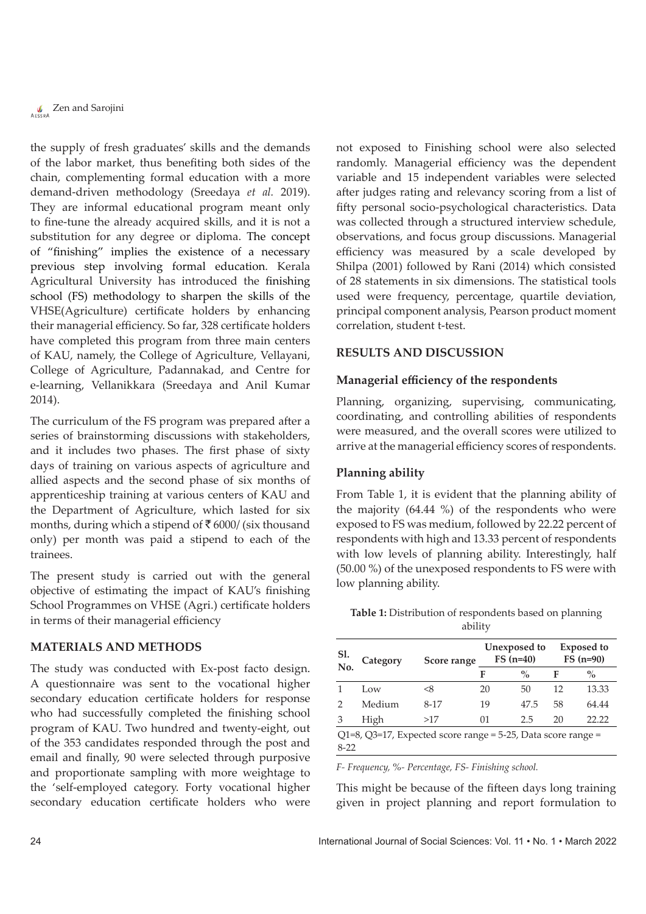the supply of fresh graduates' skills and the demands of the labor market, thus benefiting both sides of the chain, complementing formal education with a more demand-driven methodology (Sreedaya *et al.* 2019). They are informal educational program meant only to fine-tune the already acquired skills, and it is not a substitution for any degree or diploma. The concept of "finishing" implies the existence of a necessary previous step involving formal education. Kerala Agricultural University has introduced the finishing school (FS) methodology to sharpen the skills of the VHSE(Agriculture) certificate holders by enhancing their managerial efficiency. So far, 328 certificate holders have completed this program from three main centers of KAU, namely, the College of Agriculture, Vellayani, College of Agriculture, Padannakad, and Centre for e-learning, Vellanikkara (Sreedaya and Anil Kumar 2014).

The curriculum of the FS program was prepared after a series of brainstorming discussions with stakeholders, and it includes two phases. The first phase of sixty days of training on various aspects of agriculture and allied aspects and the second phase of six months of apprenticeship training at various centers of KAU and the Department of Agriculture, which lasted for six months, during which a stipend of ₹ 6000/ (six thousand only) per month was paid a stipend to each of the trainees.

The present study is carried out with the general objective of estimating the impact of KAU's finishing School Programmes on VHSE (Agri.) certificate holders in terms of their managerial efficiency

## MATERIALS AND METHODS

The study was conducted with Ex-post facto design. A questionnaire was sent to the vocational higher secondary education certificate holders for response who had successfully completed the finishing school program of KAU. Two hundred and twenty-eight, out of the 353 candidates responded through the post and email and finally, 90 were selected through purposive and proportionate sampling with more weightage to the 'self-employed category. Forty vocational higher secondary education certificate holders who were not exposed to Finishing school were also selected randomly. Managerial efficiency was the dependent variable and 15 independent variables were selected after judges rating and relevancy scoring from a list of fifty personal socio-psychological characteristics. Data was collected through a structured interview schedule, observations, and focus group discussions. Managerial efficiency was measured by a scale developed by Shilpa (2001) followed by Rani (2014) which consisted of 28 statements in six dimensions. The statistical tools used were frequency, percentage, quartile deviation, principal component analysis, Pearson product moment correlation, student t-test.

## RESULTS AND DISCUSSION

### Managerial efficiency of the respondents

Planning, organizing, supervising, communicating, coordinating, and controlling abilities of respondents were measured, and the overall scores were utilized to arrive at the managerial efficiency scores of respondents.

### Planning ability

From Table 1, it is evident that the planning ability of the majority (64.44 %) of the respondents who were exposed to FS was medium, followed by 22.22 percent of respondents with high and 13.33 percent of respondents with low levels of planning ability. Interestingly, half (50.00 %) of the unexposed respondents to FS were with low planning ability.

**Table 1:** Distribution of respondents based on planning ability

| Sl. No. | Category | Score range | Unexposed to FS (n=40) | | Exposed to FS (n=90) | |
|---|---|---|---|---|---|---|
| | | | F | % | F | % |
| 1 | Low | <8 | 20 | 50 | 12 | 13.33 |
| 2 | Medium | 8-17 | 19 | 47.5 | 58 | 64.44 |
| 3 | High | >17 | 01 | 2.5 | 20 | 22.22 |

Q1=8, Q3=17, Expected score range = 5-25, Data score range = 8-22

*F- Frequency, %- Percentage, FS- Finishing school.*

This might be because of the fifteen days long training given in project planning and report formulation to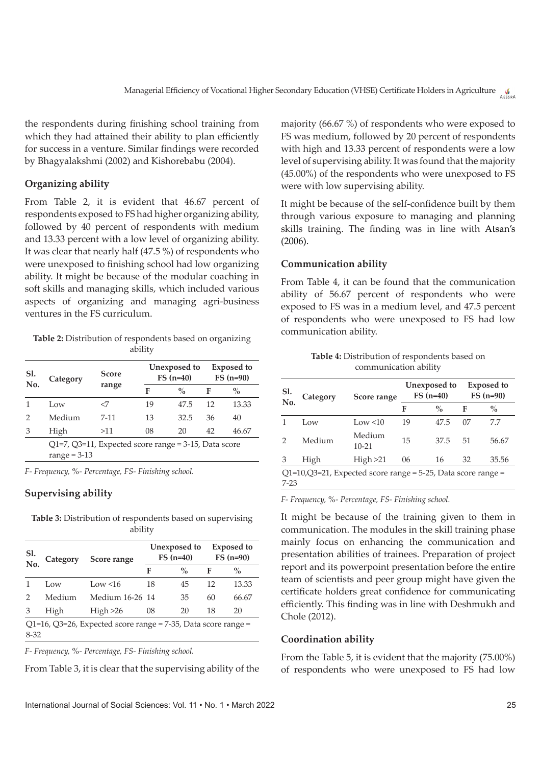the respondents during finishing school training from which they had attained their ability to plan efficiently for success in a venture. Similar findings were recorded by Bhagyalakshmi (2002) and Kishorebabu (2004).

### Organizing ability

From Table 2, it is evident that 46.67 percent of respondents exposed to FS had higher organizing ability, followed by 40 percent of respondents with medium and 13.33 percent with a low level of organizing ability. It was clear that nearly half (47.5 %) of respondents who were unexposed to finishing school had low organizing ability. It might be because of the modular coaching in soft skills and managing skills, which included various aspects of organizing and managing agri-business ventures in the FS curriculum.

**Table 2:** Distribution of respondents based on organizing ability

| Sl. No. | Category | Score range | Unexposed to FS (n=40) | | Exposed to FS (n=90) | |
|---|---|---|---|---|---|---|
| | | | F | % | F | % |
| 1 | Low | <7 | 19 | 47.5 | 12 | 13.33 |
| 2 | Medium | 7-11 | 13 | 32.5 | 36 | 40 |
| 3 | High | >11 | 08 | 20 | 42 | 46.67 |
| | Q1=7, Q3=11, Expected score range = 3-15, Data score range = 3-13 | | | | | |

*F- Frequency, %- Percentage, FS- Finishing school.*

### Supervising ability

**Table 3:** Distribution of respondents based on supervising ability

| Sl. No. | Category | Score range | Unexposed to FS (n=40) | | Exposed to FS (n=90) | |
|---|---|---|---|---|---|---|
| | | | F | % | F | % |
| 1 | Low | Low <16 | 18 | 45 | 12 | 13.33 |
| 2 | Medium | Medium 16-26 | 14 | 35 | 60 | 66.67 |
| 3 | High | High >26 | 08 | 20 | 18 | 20 |
| Q1=16, Q3=26, Expected score range = 7-35, Data score range = 8-32 | | | | | | |

*F- Frequency, %- Percentage, FS- Finishing school.*

From Table 3, it is clear that the supervising ability of the majority (66.67 %) of respondents who were exposed to FS was medium, followed by 20 percent of respondents with high and 13.33 percent of respondents were a low level of supervising ability. It was found that the majority (45.00%) of the respondents who were unexposed to FS were with low supervising ability.

It might be because of the self-confidence built by them through various exposure to managing and planning skills training. The finding was in line with Atsan's (2006).

### Communication ability

From Table 4, it can be found that the communication ability of 56.67 percent of respondents who were exposed to FS was in a medium level, and 47.5 percent of respondents who were unexposed to FS had low communication ability.

**Table 4:** Distribution of respondents based on communication ability

| Sl. No. | Category | Score range | Unexposed to FS (n=40) | | Exposed to FS (n=90) | |
|---|---|---|---|---|---|---|
| | | | F | % | F | % |
| 1 | Low | Low <10 | 19 | 47.5 | 07 | 7.7 |
| 2 | Medium | Medium 10-21 | 15 | 37.5 | 51 | 56.67 |
| 3 | High | High >21 | 06 | 16 | 32 | 35.56 |
| Q1=10,Q3=21, Expected score range = 5-25, Data score range = 7-23 | | | | | | |

*F- Frequency, %- Percentage, FS- Finishing school.*

It might be because of the training given to them in communication. The modules in the skill training phase mainly focus on enhancing the communication and presentation abilities of trainees. Preparation of project report and its powerpoint presentation before the entire team of scientists and peer group might have given the certificate holders great confidence for communicating efficiently. This finding was in line with Deshmukh and Chole (2012).

### Coordination ability

From the Table 5, it is evident that the majority (75.00%) of respondents who were unexposed to FS had low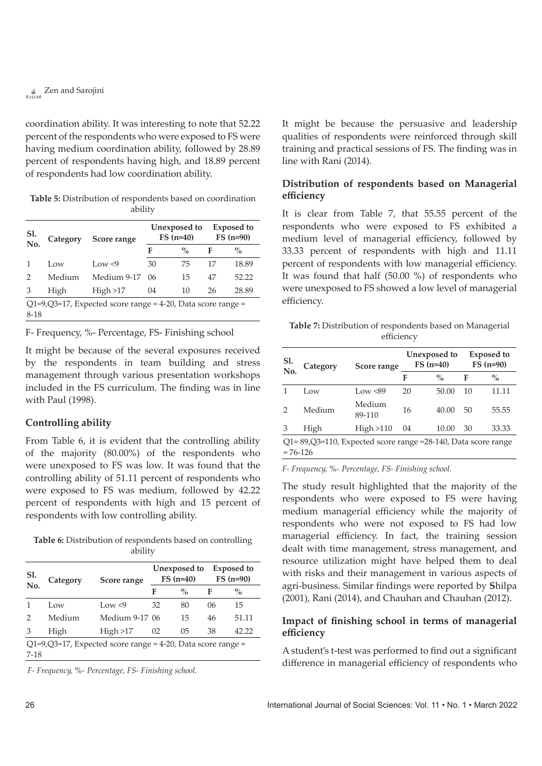coordination ability. It was interesting to note that 52.22 percent of the respondents who were exposed to FS were having medium coordination ability, followed by 28.89 percent of respondents having high, and 18.89 percent of respondents had low coordination ability.

**Table 5:** Distribution of respondents based on coordination ability

| Sl. No. | Category | Score range | Unexposed to FS (n=40) | | Exposed to FS (n=90) | |
|---|---|---|---|---|---|---|
| | | | F | % | F | % |
| 1 | Low | Low <9 | 30 | 75 | 17 | 18.89 |
| 2 | Medium | Medium 9-17 | 06 | 15 | 47 | 52.22 |
| 3 | High | High >17 | 04 | 10 | 26 | 28.89 |

Q1=9,Q3=17, Expected score range = 4-20, Data score range = 8-18

F- Frequency, %- Percentage, FS- Finishing school

It might be because of the several exposures received by the respondents in team building and stress management through various presentation workshops included in the FS curriculum. The finding was in line with Paul (1998).

### Controlling ability

From Table 6, it is evident that the controlling ability of the majority (80.00%) of the respondents who were unexposed to FS was low. It was found that the controlling ability of 51.11 percent of respondents who were exposed to FS was medium, followed by 42.22 percent of respondents with high and 15 percent of respondents with low controlling ability.

**Table 6:** Distribution of respondents based on controlling ability

| Sl. No. | Category | Score range | Unexposed to FS (n=40) | | Exposed to FS (n=90) | |
|---|---|---|---|---|---|---|
| | | | F | % | F | % |
| 1 | Low | Low <9 | 32 | 80 | 06 | 15 |
| 2 | Medium | Medium 9-17 | 06 | 15 | 46 | 51.11 |
| 3 | High | High >17 | 02 | 05 | 38 | 42.22 |

Q1=9,Q3=17, Expected score range = 4-20, Data score range = 7-18

*F- Frequency, %- Percentage, FS- Finishing school.*

It might be because the persuasive and leadership qualities of respondents were reinforced through skill training and practical sessions of FS. The finding was in line with Rani (2014).

### Distribution of respondents based on Managerial efficiency

It is clear from Table 7, that 55.55 percent of the respondents who were exposed to FS exhibited a medium level of managerial efficiency, followed by 33.33 percent of respondents with high and 11.11 percent of respondents with low managerial efficiency. It was found that half (50.00 %) of respondents who were unexposed to FS showed a low level of managerial efficiency.

**Table 7:** Distribution of respondents based on Managerial efficiency

| Sl. No. | Category | Score range | Unexposed to FS (n=40) | | Exposed to FS (n=90) | |
|---|---|---|---|---|---|---|
| | | | F | % | F | % |
| 1 | Low | Low <89 | 20 | 50.00 | 10 | 11.11 |
| 2 | Medium | Medium 89-110 | 16 | 40.00 | 50 | 55.55 |
| 3 | High | High >110 | 04 | 10.00 | 30 | 33.33 |

Q1= 89,Q3=110, Expected score range =28-140, Data score range = 76-126

*F- Frequency, %- Percentage, FS- Finishing school.*

The study result highlighted that the majority of the respondents who were exposed to FS were having medium managerial efficiency while the majority of respondents who were not exposed to FS had low managerial efficiency. In fact, the training session dealt with time management, stress management, and resource utilization might have helped them to deal with risks and their management in various aspects of agri-business. Similar findings were reported by Shilpa (2001), Rani (2014), and Chauhan and Chauhan (2012).

### Impact of finishing school in terms of managerial efficiency

A student's t-test was performed to find out a significant difference in managerial efficiency of respondents who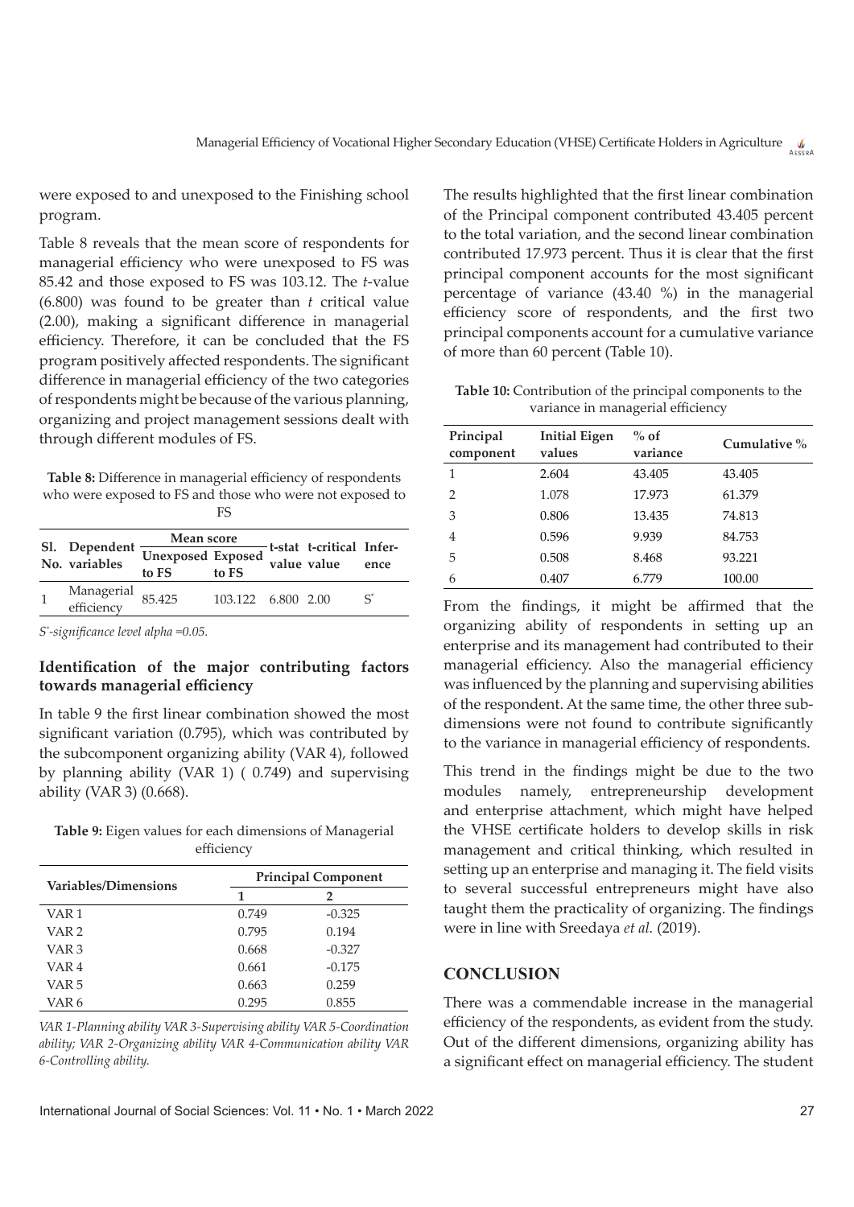were exposed to and unexposed to the Finishing school program.

Table 8 reveals that the mean score of respondents for managerial efficiency who were unexposed to FS was 85.42 and those exposed to FS was 103.12. The *t*-value (6.800) was found to be greater than *t* critical value (2.00), making a significant difference in managerial efficiency. Therefore, it can be concluded that the FS program positively affected respondents. The significant difference in managerial efficiency of the two categories of respondents might be because of the various planning, organizing and project management sessions dealt with through different modules of FS.

**Table 8:** Difference in managerial efficiency of respondents who were exposed to FS and those who were not exposed to FS

| Sl. No. | Dependent variables | Mean score | | t-stat value | t-critical value | Inference |
|---|---|---|---|---|---|---|
| | | Unexposed to FS | Exposed to FS | | | |
| 1 | Managerial efficiency | 85.425 | 103.122 | 6.800 | 2.00 | S* |

*S\*-significance level alpha =0.05.*

### Identification of the major contributing factors towards managerial efficiency

In table 9 the first linear combination showed the most significant variation (0.795), which was contributed by the subcomponent organizing ability (VAR 4), followed by planning ability (VAR 1) ( 0.749) and supervising ability (VAR 3) (0.668).

**Table 9:** Eigen values for each dimensions of Managerial efficiency

| Variables/Dimensions | Principal Component | |
|---|---|---|
| | 1 | 2 |
| VAR 1 | 0.749 | -0.325 |
| VAR 2 | 0.795 | 0.194 |
| VAR 3 | 0.668 | -0.327 |
| VAR 4 | 0.661 | -0.175 |
| VAR 5 | 0.663 | 0.259 |
| VAR 6 | 0.295 | 0.855 |

*VAR 1-Planning ability VAR 3-Supervising ability VAR 5-Coordination ability; VAR 2-Organizing ability VAR 4-Communication ability VAR 6-Controlling ability.*

The results highlighted that the first linear combination of the Principal component contributed 43.405 percent to the total variation, and the second linear combination contributed 17.973 percent. Thus it is clear that the first principal component accounts for the most significant percentage of variance (43.40 %) in the managerial efficiency score of respondents, and the first two principal components account for a cumulative variance of more than 60 percent (Table 10).

**Table 10:** Contribution of the principal components to the variance in managerial efficiency

| Principal component | Initial Eigen values | % of variance | Cumulative % |
|---|---|---|---|
| 1 | 2.604 | 43.405 | 43.405 |
| 2 | 1.078 | 17.973 | 61.379 |
| 3 | 0.806 | 13.435 | 74.813 |
| 4 | 0.596 | 9.939 | 84.753 |
| 5 | 0.508 | 8.468 | 93.221 |
| 6 | 0.407 | 6.779 | 100.00 |

From the findings, it might be affirmed that the organizing ability of respondents in setting up an enterprise and its management had contributed to their managerial efficiency. Also the managerial efficiency was influenced by the planning and supervising abilities of the respondent. At the same time, the other three sub-dimensions were not found to contribute significantly to the variance in managerial efficiency of respondents.

This trend in the findings might be due to the two modules namely, entrepreneurship development and enterprise attachment, which might have helped the VHSE certificate holders to develop skills in risk management and critical thinking, which resulted in setting up an enterprise and managing it. The field visits to several successful entrepreneurs might have also taught them the practicality of organizing. The findings were in line with Sreedaya *et al.* (2019).

## CONCLUSION

There was a commendable increase in the managerial efficiency of the respondents, as evident from the study. Out of the different dimensions, organizing ability has a significant effect on managerial efficiency. The student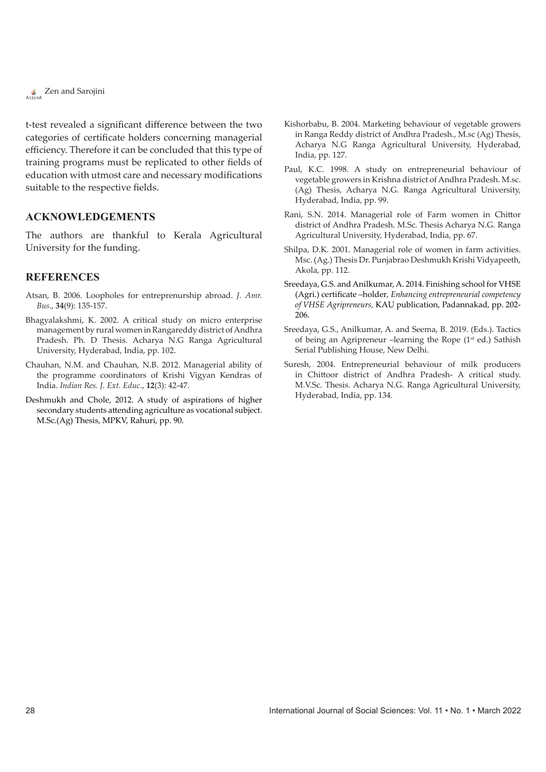t-test revealed a significant difference between the two categories of certificate holders concerning managerial efficiency. Therefore it can be concluded that this type of training programs must be replicated to other fields of education with utmost care and necessary modifications suitable to the respective fields.

## ACKNOWLEDGEMENTS

The authors are thankful to Kerala Agricultural University for the funding.

## REFERENCES

Atsan, B. 2006. Loopholes for entreprenurship abroad. *J. Amr. Bus*., **34**(9): 135-157.

Bhagyalakshmi, K. 2002. A critical study on micro enterprise management by rural women in Rangareddy district of Andhra Pradesh. Ph. D Thesis. Acharya N.G Ranga Agricultural University, Hyderabad, India, pp. 102.

Chauhan, N.M. and Chauhan, N.B. 2012. Managerial ability of the programme coordinators of Krishi Vigyan Kendras of India. *Indian Res. J. Ext. Educ*., **12**(3): 42-47.

Deshmukh and Chole, 2012. A study of aspirations of higher secondary students attending agriculture as vocational subject. M.Sc.(Ag) Thesis, MPKV, Rahuri, pp. 90.

Kishorbabu, B. 2004. Marketing behaviour of vegetable growers in Ranga Reddy district of Andhra Pradesh., M.sc (Ag) Thesis, Acharya N.G Ranga Agricultural University, Hyderabad, India, pp. 127.

Paul, K.C. 1998. A study on entrepreneurial behaviour of vegetable growers in Krishna district of Andhra Pradesh. M.sc. (Ag) Thesis, Acharya N.G. Ranga Agricultural University, Hyderabad, India, pp. 99.

Rani, S.N. 2014. Managerial role of Farm women in Chittor district of Andhra Pradesh. M.Sc. Thesis Acharya N.G. Ranga Agricultural University, Hyderabad, India, pp. 67.

Shilpa, D.K. 2001. Managerial role of women in farm activities. Msc. (Ag.) Thesis Dr. Punjabrao Deshmukh Krishi Vidyapeeth, Akola, pp. 112.

Sreedaya, G.S. and Anilkumar, A. 2014. Finishing school for VHSE (Agri.) certificate –holder, *Enhancing entrepreneurial competency of VHSE Agripreneurs,* KAU publication, Padannakad, pp. 202-206.

Sreedaya, G.S., Anilkumar, A. and Seema, B. 2019. (Eds.). Tactics of being an Agripreneur –learning the Rope (1st ed.) Sathish Serial Publishing House, New Delhi.

Suresh, 2004. Entrepreneurial behaviour of milk producers in Chittoor district of Andhra Pradesh- A critical study. M.V.Sc. Thesis. Acharya N.G. Ranga Agricultural University, Hyderabad, India, pp. 134.